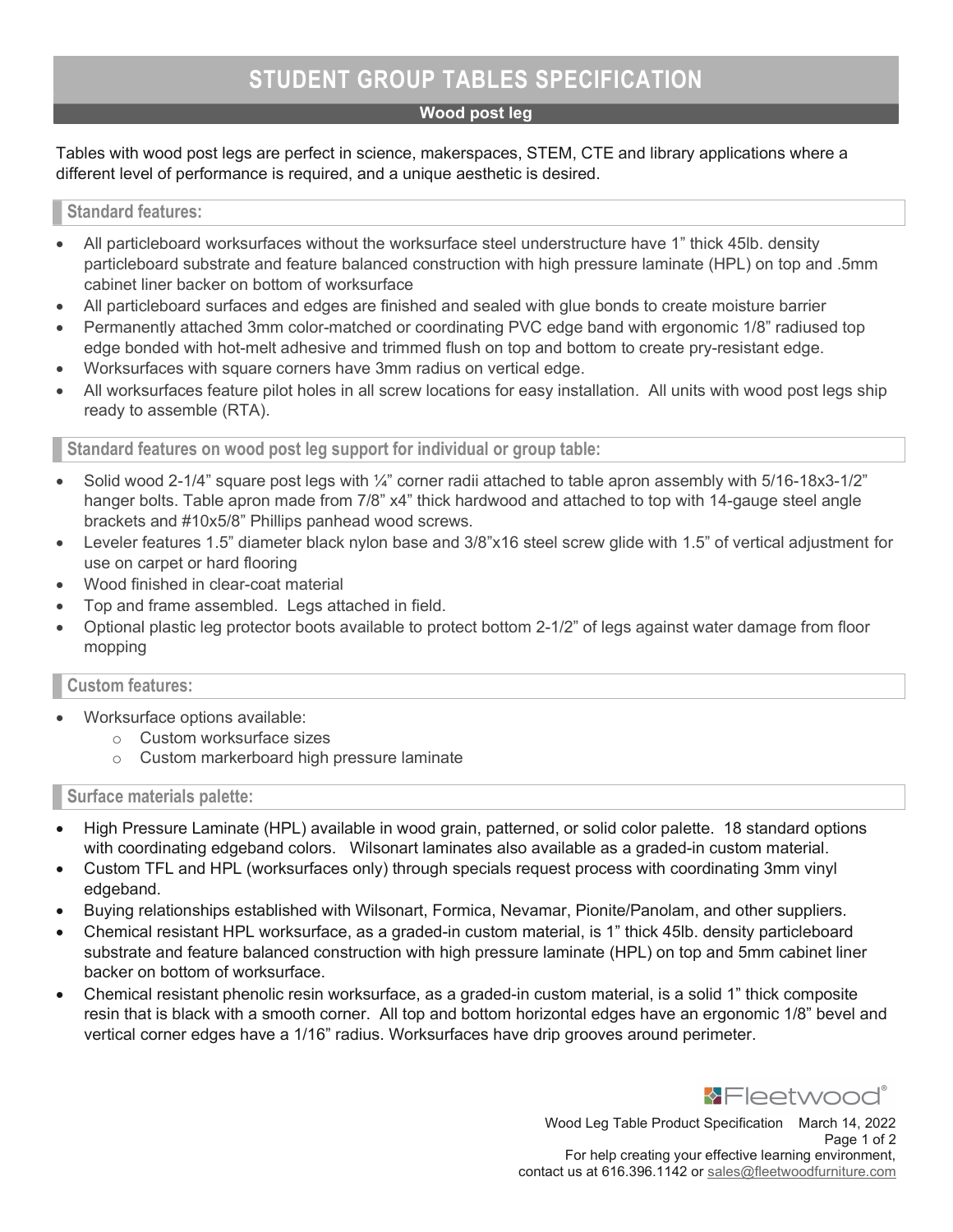# STUDENT GROUP TABLES SPECIFICATION

**Wood post leg**

Tables with wood post legs are perfect in science, makerspaces, STEM, CTE and library applications where a different level of performance is required, and a unique aesthetic is desired.

## Standard features:

- All particleboard worksurfaces without the worksurface steel understructure have 1" thick 45lb. density particleboard substrate and feature balanced construction with high pressure laminate (HPL) on top and .5mm cabinet liner backer on bottom of worksurface
- All particleboard surfaces and edges are finished and sealed with glue bonds to create moisture barrier
- Permanently attached 3mm color-matched or coordinating PVC edge band with ergonomic 1/8" radiused top edge bonded with hot-melt adhesive and trimmed flush on top and bottom to create pry-resistant edge.
- Worksurfaces with square corners have 3mm radius on vertical edge.
- All worksurfaces feature pilot holes in all screw locations for easy installation. All units with wood post legs ship ready to assemble (RTA).

## Standard features on wood post leg support for individual or group table:

- Solid wood 2-1/4" square post legs with ¼" corner radii attached to table apron assembly with 5/16-18x3-1/2" hanger bolts. Table apron made from 7/8" x4" thick hardwood and attached to top with 14-gauge steel angle brackets and #10x5/8" Phillips panhead wood screws.
- Leveler features 1.5" diameter black nylon base and 3/8"x16 steel screw glide with 1.5" of vertical adjustment for use on carpet or hard flooring
- Wood finished in clear-coat material
- Top and frame assembled. Legs attached in field.
- Optional plastic leg protector boots available to protect bottom 2-1/2" of legs against water damage from floor mopping

## Custom features:

- Worksurface options available:
  - Custom worksurface sizes
  - Custom markerboard high pressure laminate

## Surface materials palette:

- High Pressure Laminate (HPL) available in wood grain, patterned, or solid color palette. 18 standard options with coordinating edgeband colors. Wilsonart laminates also available as a graded-in custom material.
- Custom TFL and HPL (worksurfaces only) through specials request process with coordinating 3mm vinyl edgeband.
- Buying relationships established with Wilsonart, Formica, Nevamar, Pionite/Panolam, and other suppliers.
- Chemical resistant HPL worksurface, as a graded-in custom material, is 1" thick 45lb. density particleboard substrate and feature balanced construction with high pressure laminate (HPL) on top and 5mm cabinet liner backer on bottom of worksurface.
- Chemical resistant phenolic resin worksurface, as a graded-in custom material, is a solid 1" thick composite resin that is black with a smooth corner. All top and bottom horizontal edges have an ergonomic 1/8" bevel and vertical corner edges have a 1/16" radius. Worksurfaces have drip grooves around perimeter.

Fleetwood®

Wood Leg Table Product Specification March 14, 2022

For help creating your effective learning environment, contact us at 616.396.1142 or sales@fleetwoodfurniture.com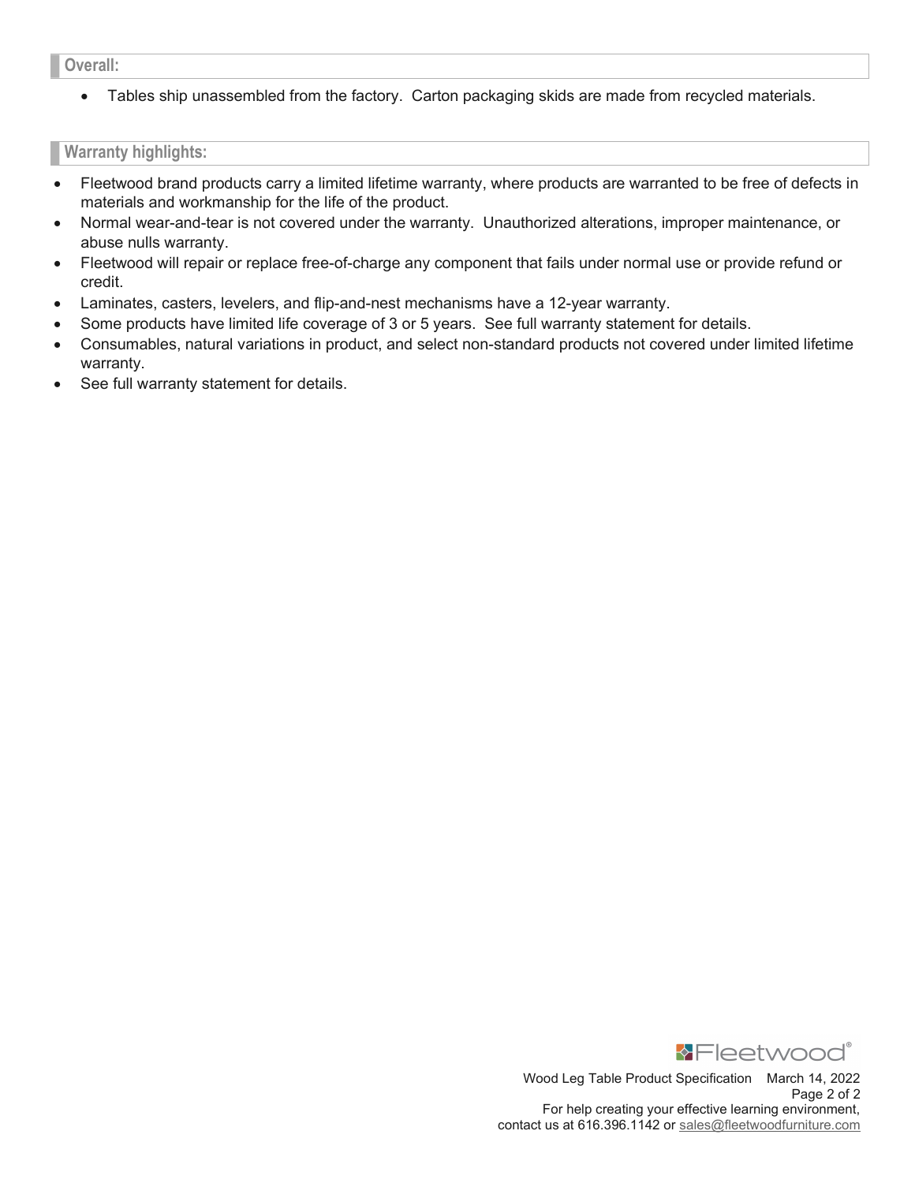## Overall:

- Tables ship unassembled from the factory. Carton packaging skids are made from recycled materials.

## Warranty highlights:

- Fleetwood brand products carry a limited lifetime warranty, where products are warranted to be free of defects in materials and workmanship for the life of the product.
- Normal wear-and-tear is not covered under the warranty. Unauthorized alterations, improper maintenance, or abuse nulls warranty.
- Fleetwood will repair or replace free-of-charge any component that fails under normal use or provide refund or credit.
- Laminates, casters, levelers, and flip-and-nest mechanisms have a 12-year warranty.
- Some products have limited life coverage of 3 or 5 years. See full warranty statement for details.
- Consumables, natural variations in product, and select non-standard products not covered under limited lifetime warranty.
- See full warranty statement for details.

Fleetwood®

Wood Leg Table Product Specification March 14, 2022

For help creating your effective learning environment, contact us at 616.396.1142 or sales@fleetwoodfurniture.com